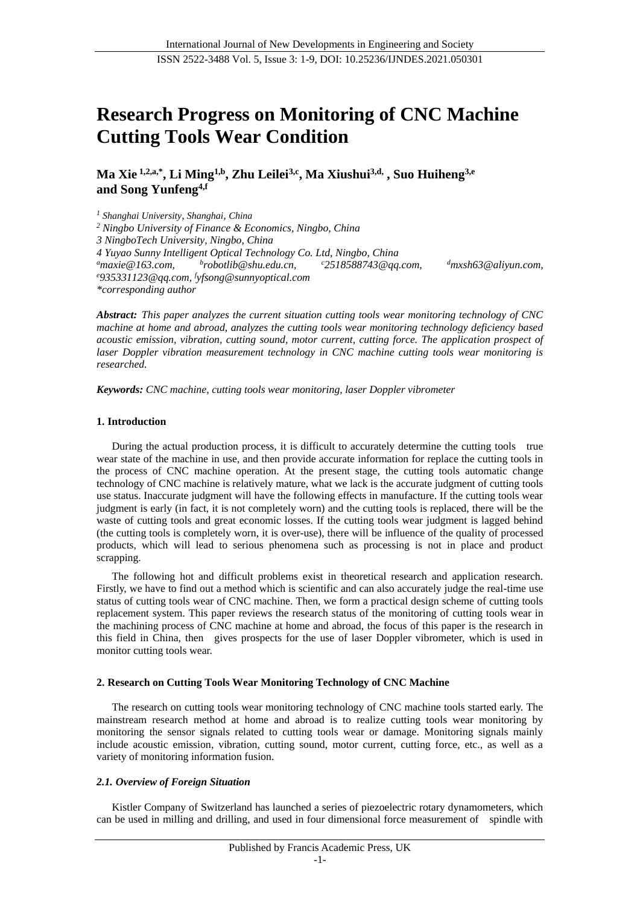# Research Progress on Monitoring of CNC Machine Cutting Tools Wear Condition

**Ma Xie [1,2,a,*], Li Ming[1,b], Zhu Leilei[3,c], Ma Xiushui[3,d], Suo Huiheng[3,e] and Song Yunfeng[4,f]**

*[1] Shanghai University, Shanghai, China*
*[2] Ningbo University of Finance & Economics, Ningbo, China*
*3 NingboTech University, Ningbo, China*
*4 Yuyao Sunny Intelligent Optical Technology Co. Ltd, Ningbo, China*
*[a]maxie@163.com, [b]robotlib@shu.edu.cn, [c]2518588743@qq.com, [d]mxsh63@aliyun.com, [e]935331123@qq.com, [f]yfsong@sunnyoptical.com*
**corresponding author*

***Abstract:*** *This paper analyzes the current situation cutting tools wear monitoring technology of CNC machine at home and abroad, analyzes the cutting tools wear monitoring technology deficiency based acoustic emission, vibration, cutting sound, motor current, cutting force. The application prospect of laser Doppler vibration measurement technology in CNC machine cutting tools wear monitoring is researched.*

***Keywords:*** *CNC machine, cutting tools wear monitoring, laser Doppler vibrometer*

## 1. Introduction

During the actual production process, it is difficult to accurately determine the cutting tools true wear state of the machine in use, and then provide accurate information for replace the cutting tools in the process of CNC machine operation. At the present stage, the cutting tools automatic change technology of CNC machine is relatively mature, what we lack is the accurate judgment of cutting tools use status. Inaccurate judgment will have the following effects in manufacture. If the cutting tools wear judgment is early (in fact, it is not completely worn) and the cutting tools is replaced, there will be the waste of cutting tools and great economic losses. If the cutting tools wear judgment is lagged behind (the cutting tools is completely worn, it is over-use), there will be influence of the quality of processed products, which will lead to serious phenomena such as processing is not in place and product scrapping.

The following hot and difficult problems exist in theoretical research and application research. Firstly, we have to find out a method which is scientific and can also accurately judge the real-time use status of cutting tools wear of CNC machine. Then, we form a practical design scheme of cutting tools replacement system. This paper reviews the research status of the monitoring of cutting tools wear in the machining process of CNC machine at home and abroad, the focus of this paper is the research in this field in China, then gives prospects for the use of laser Doppler vibrometer, which is used in monitor cutting tools wear.

## 2. Research on Cutting Tools Wear Monitoring Technology of CNC Machine

The research on cutting tools wear monitoring technology of CNC machine tools started early. The mainstream research method at home and abroad is to realize cutting tools wear monitoring by monitoring the sensor signals related to cutting tools wear or damage. Monitoring signals mainly include acoustic emission, vibration, cutting sound, motor current, cutting force, etc., as well as a variety of monitoring information fusion.

### *2.1. Overview of Foreign Situation*

Kistler Company of Switzerland has launched a series of piezoelectric rotary dynamometers, which can be used in milling and drilling, and used in four dimensional force measurement of spindle with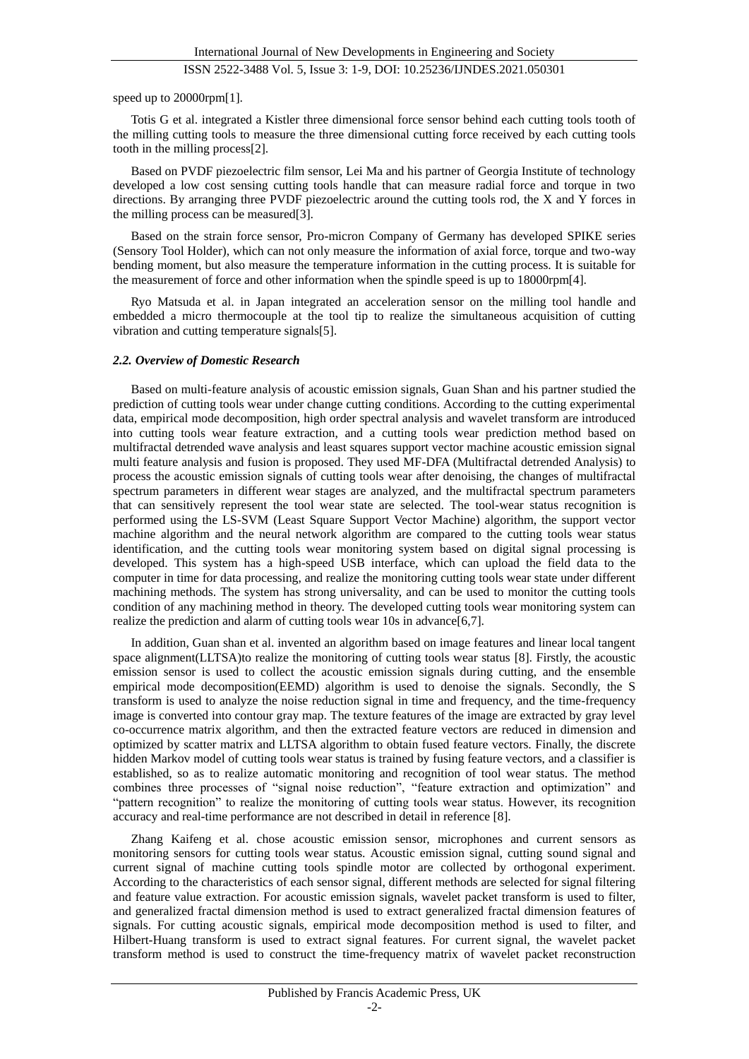speed up to 20000rpm[1].

Totis G et al. integrated a Kistler three dimensional force sensor behind each cutting tools tooth of the milling cutting tools to measure the three dimensional cutting force received by each cutting tools tooth in the milling process[2].

Based on PVDF piezoelectric film sensor, Lei Ma and his partner of Georgia Institute of technology developed a low cost sensing cutting tools handle that can measure radial force and torque in two directions. By arranging three PVDF piezoelectric around the cutting tools rod, the X and Y forces in the milling process can be measured[3].

Based on the strain force sensor, Pro-micron Company of Germany has developed SPIKE series (Sensory Tool Holder), which can not only measure the information of axial force, torque and two-way bending moment, but also measure the temperature information in the cutting process. It is suitable for the measurement of force and other information when the spindle speed is up to 18000rpm[4].

Ryo Matsuda et al. in Japan integrated an acceleration sensor on the milling tool handle and embedded a micro thermocouple at the tool tip to realize the simultaneous acquisition of cutting vibration and cutting temperature signals[5].

### *2.2. Overview of Domestic Research*

Based on multi-feature analysis of acoustic emission signals, Guan Shan and his partner studied the prediction of cutting tools wear under change cutting conditions. According to the cutting experimental data, empirical mode decomposition, high order spectral analysis and wavelet transform are introduced into cutting tools wear feature extraction, and a cutting tools wear prediction method based on multifractal detrended wave analysis and least squares support vector machine acoustic emission signal multi feature analysis and fusion is proposed. They used MF-DFA (Multifractal detrended Analysis) to process the acoustic emission signals of cutting tools wear after denoising, the changes of multifractal spectrum parameters in different wear stages are analyzed, and the multifractal spectrum parameters that can sensitively represent the tool wear state are selected. The tool-wear status recognition is performed using the LS-SVM (Least Square Support Vector Machine) algorithm, the support vector machine algorithm and the neural network algorithm are compared to the cutting tools wear status identification, and the cutting tools wear monitoring system based on digital signal processing is developed. This system has a high-speed USB interface, which can upload the field data to the computer in time for data processing, and realize the monitoring cutting tools wear state under different machining methods. The system has strong universality, and can be used to monitor the cutting tools condition of any machining method in theory. The developed cutting tools wear monitoring system can realize the prediction and alarm of cutting tools wear 10s in advance[6,7].

In addition, Guan shan et al. invented an algorithm based on image features and linear local tangent space alignment(LLTSA)to realize the monitoring of cutting tools wear status [8]. Firstly, the acoustic emission sensor is used to collect the acoustic emission signals during cutting, and the ensemble empirical mode decomposition(EEMD) algorithm is used to denoise the signals. Secondly, the S transform is used to analyze the noise reduction signal in time and frequency, and the time-frequency image is converted into contour gray map. The texture features of the image are extracted by gray level co-occurrence matrix algorithm, and then the extracted feature vectors are reduced in dimension and optimized by scatter matrix and LLTSA algorithm to obtain fused feature vectors. Finally, the discrete hidden Markov model of cutting tools wear status is trained by fusing feature vectors, and a classifier is established, so as to realize automatic monitoring and recognition of tool wear status. The method combines three processes of "signal noise reduction", "feature extraction and optimization" and "pattern recognition" to realize the monitoring of cutting tools wear status. However, its recognition accuracy and real-time performance are not described in detail in reference [8].

Zhang Kaifeng et al. chose acoustic emission sensor, microphones and current sensors as monitoring sensors for cutting tools wear status. Acoustic emission signal, cutting sound signal and current signal of machine cutting tools spindle motor are collected by orthogonal experiment. According to the characteristics of each sensor signal, different methods are selected for signal filtering and feature value extraction. For acoustic emission signals, wavelet packet transform is used to filter, and generalized fractal dimension method is used to extract generalized fractal dimension features of signals. For cutting acoustic signals, empirical mode decomposition method is used to filter, and Hilbert-Huang transform is used to extract signal features. For current signal, the wavelet packet transform method is used to construct the time-frequency matrix of wavelet packet reconstruction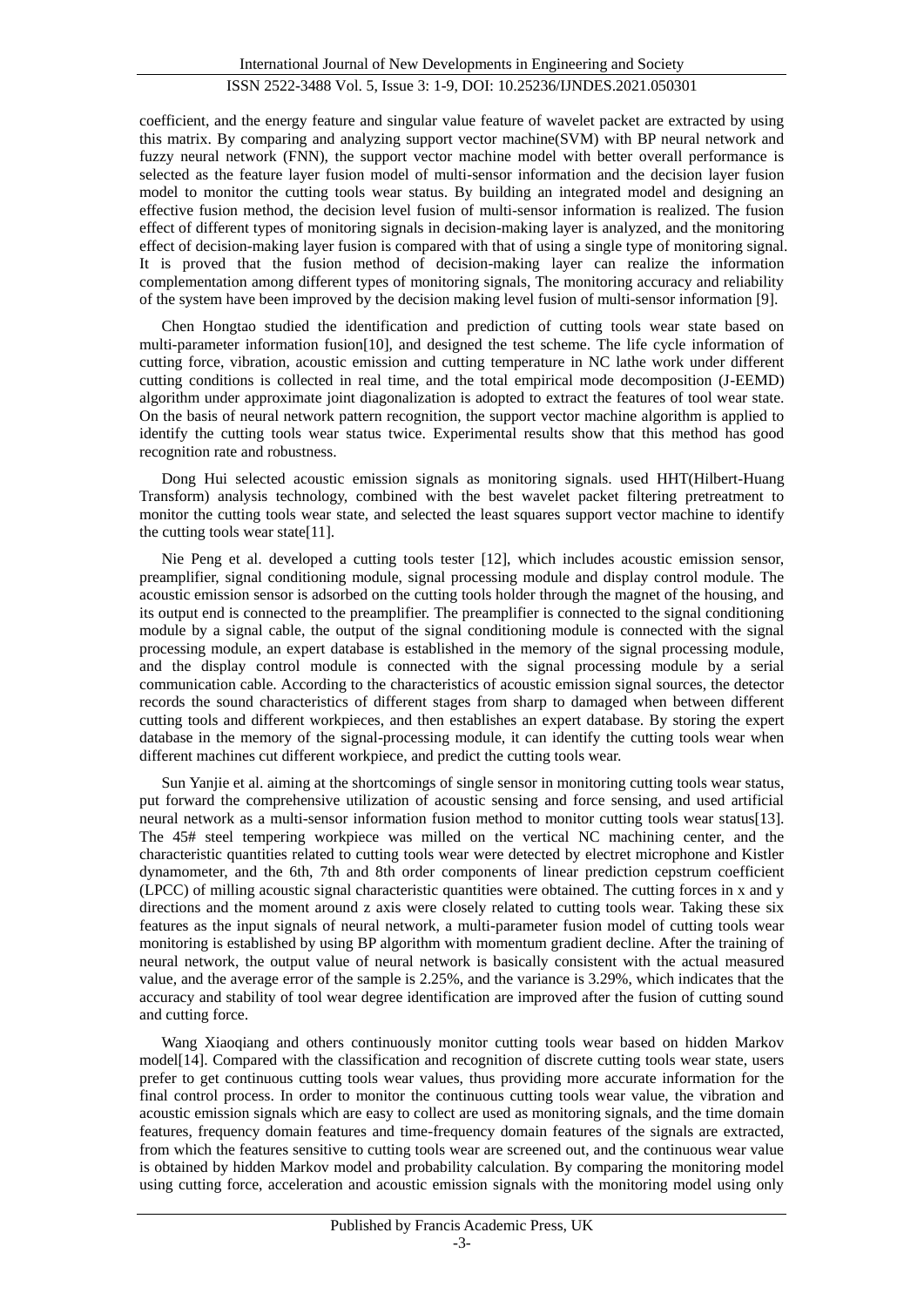coefficient, and the energy feature and singular value feature of wavelet packet are extracted by using this matrix. By comparing and analyzing support vector machine(SVM) with BP neural network and fuzzy neural network (FNN), the support vector machine model with better overall performance is selected as the feature layer fusion model of multi-sensor information and the decision layer fusion model to monitor the cutting tools wear status. By building an integrated model and designing an effective fusion method, the decision level fusion of multi-sensor information is realized. The fusion effect of different types of monitoring signals in decision-making layer is analyzed, and the monitoring effect of decision-making layer fusion is compared with that of using a single type of monitoring signal. It is proved that the fusion method of decision-making layer can realize the information complementation among different types of monitoring signals, The monitoring accuracy and reliability of the system have been improved by the decision making level fusion of multi-sensor information [9].

Chen Hongtao studied the identification and prediction of cutting tools wear state based on multi-parameter information fusion[10], and designed the test scheme. The life cycle information of cutting force, vibration, acoustic emission and cutting temperature in NC lathe work under different cutting conditions is collected in real time, and the total empirical mode decomposition (J-EEMD) algorithm under approximate joint diagonalization is adopted to extract the features of tool wear state. On the basis of neural network pattern recognition, the support vector machine algorithm is applied to identify the cutting tools wear status twice. Experimental results show that this method has good recognition rate and robustness.

Dong Hui selected acoustic emission signals as monitoring signals. used HHT(Hilbert-Huang Transform) analysis technology, combined with the best wavelet packet filtering pretreatment to monitor the cutting tools wear state, and selected the least squares support vector machine to identify the cutting tools wear state[11].

Nie Peng et al. developed a cutting tools tester [12], which includes acoustic emission sensor, preamplifier, signal conditioning module, signal processing module and display control module. The acoustic emission sensor is adsorbed on the cutting tools holder through the magnet of the housing, and its output end is connected to the preamplifier. The preamplifier is connected to the signal conditioning module by a signal cable, the output of the signal conditioning module is connected with the signal processing module, an expert database is established in the memory of the signal processing module, and the display control module is connected with the signal processing module by a serial communication cable. According to the characteristics of acoustic emission signal sources, the detector records the sound characteristics of different stages from sharp to damaged when between different cutting tools and different workpieces, and then establishes an expert database. By storing the expert database in the memory of the signal-processing module, it can identify the cutting tools wear when different machines cut different workpiece, and predict the cutting tools wear.

Sun Yanjie et al. aiming at the shortcomings of single sensor in monitoring cutting tools wear status, put forward the comprehensive utilization of acoustic sensing and force sensing, and used artificial neural network as a multi-sensor information fusion method to monitor cutting tools wear status[13]. The 45# steel tempering workpiece was milled on the vertical NC machining center, and the characteristic quantities related to cutting tools wear were detected by electret microphone and Kistler dynamometer, and the 6th, 7th and 8th order components of linear prediction cepstrum coefficient (LPCC) of milling acoustic signal characteristic quantities were obtained. The cutting forces in x and y directions and the moment around z axis were closely related to cutting tools wear. Taking these six features as the input signals of neural network, a multi-parameter fusion model of cutting tools wear monitoring is established by using BP algorithm with momentum gradient decline. After the training of neural network, the output value of neural network is basically consistent with the actual measured value, and the average error of the sample is 2.25%, and the variance is 3.29%, which indicates that the accuracy and stability of tool wear degree identification are improved after the fusion of cutting sound and cutting force.

Wang Xiaoqiang and others continuously monitor cutting tools wear based on hidden Markov model[14]. Compared with the classification and recognition of discrete cutting tools wear state, users prefer to get continuous cutting tools wear values, thus providing more accurate information for the final control process. In order to monitor the continuous cutting tools wear value, the vibration and acoustic emission signals which are easy to collect are used as monitoring signals, and the time domain features, frequency domain features and time-frequency domain features of the signals are extracted, from which the features sensitive to cutting tools wear are screened out, and the continuous wear value is obtained by hidden Markov model and probability calculation. By comparing the monitoring model using cutting force, acceleration and acoustic emission signals with the monitoring model using only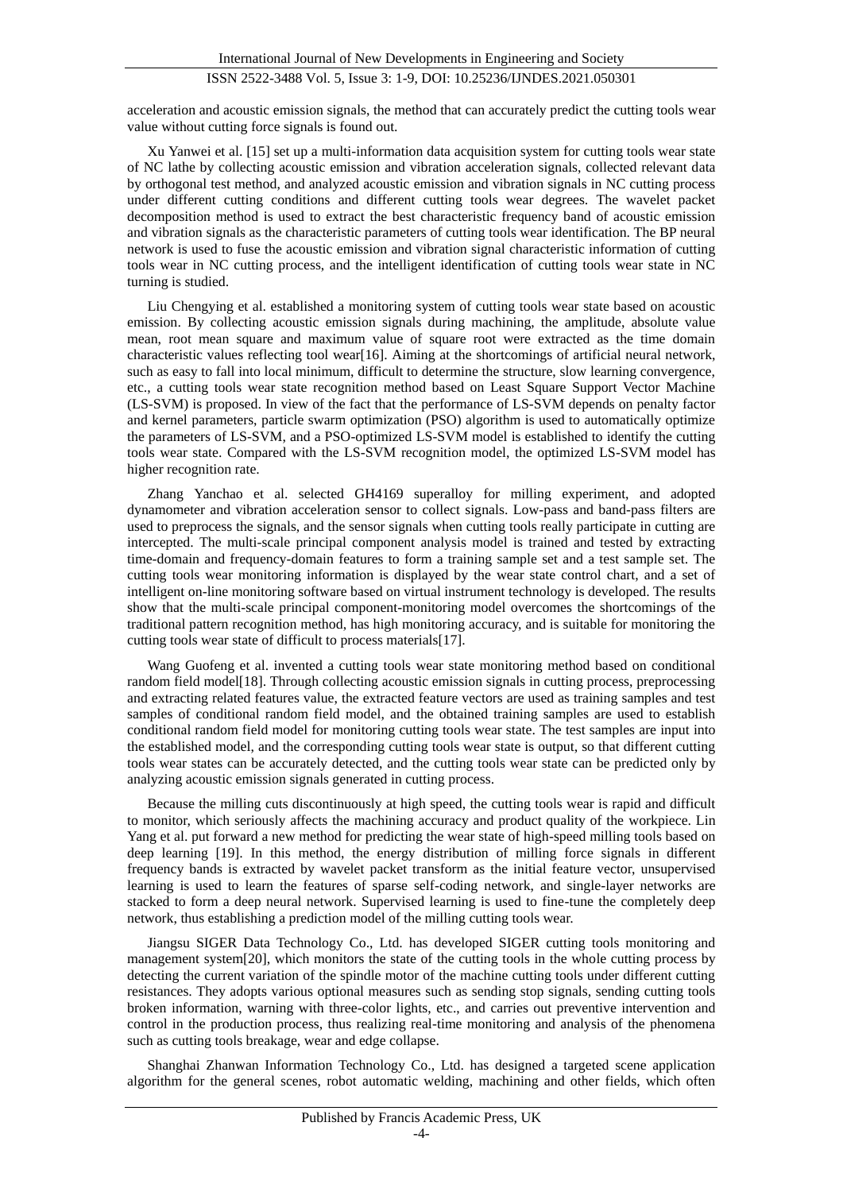acceleration and acoustic emission signals, the method that can accurately predict the cutting tools wear value without cutting force signals is found out.

Xu Yanwei et al. [15] set up a multi-information data acquisition system for cutting tools wear state of NC lathe by collecting acoustic emission and vibration acceleration signals, collected relevant data by orthogonal test method, and analyzed acoustic emission and vibration signals in NC cutting process under different cutting conditions and different cutting tools wear degrees. The wavelet packet decomposition method is used to extract the best characteristic frequency band of acoustic emission and vibration signals as the characteristic parameters of cutting tools wear identification. The BP neural network is used to fuse the acoustic emission and vibration signal characteristic information of cutting tools wear in NC cutting process, and the intelligent identification of cutting tools wear state in NC turning is studied.

Liu Chengying et al. established a monitoring system of cutting tools wear state based on acoustic emission. By collecting acoustic emission signals during machining, the amplitude, absolute value mean, root mean square and maximum value of square root were extracted as the time domain characteristic values reflecting tool wear[16]. Aiming at the shortcomings of artificial neural network, such as easy to fall into local minimum, difficult to determine the structure, slow learning convergence, etc., a cutting tools wear state recognition method based on Least Square Support Vector Machine (LS-SVM) is proposed. In view of the fact that the performance of LS-SVM depends on penalty factor and kernel parameters, particle swarm optimization (PSO) algorithm is used to automatically optimize the parameters of LS-SVM, and a PSO-optimized LS-SVM model is established to identify the cutting tools wear state. Compared with the LS-SVM recognition model, the optimized LS-SVM model has higher recognition rate.

Zhang Yanchao et al. selected GH4169 superalloy for milling experiment, and adopted dynamometer and vibration acceleration sensor to collect signals. Low-pass and band-pass filters are used to preprocess the signals, and the sensor signals when cutting tools really participate in cutting are intercepted. The multi-scale principal component analysis model is trained and tested by extracting time-domain and frequency-domain features to form a training sample set and a test sample set. The cutting tools wear monitoring information is displayed by the wear state control chart, and a set of intelligent on-line monitoring software based on virtual instrument technology is developed. The results show that the multi-scale principal component-monitoring model overcomes the shortcomings of the traditional pattern recognition method, has high monitoring accuracy, and is suitable for monitoring the cutting tools wear state of difficult to process materials[17].

Wang Guofeng et al. invented a cutting tools wear state monitoring method based on conditional random field model[18]. Through collecting acoustic emission signals in cutting process, preprocessing and extracting related features value, the extracted feature vectors are used as training samples and test samples of conditional random field model, and the obtained training samples are used to establish conditional random field model for monitoring cutting tools wear state. The test samples are input into the established model, and the corresponding cutting tools wear state is output, so that different cutting tools wear states can be accurately detected, and the cutting tools wear state can be predicted only by analyzing acoustic emission signals generated in cutting process.

Because the milling cuts discontinuously at high speed, the cutting tools wear is rapid and difficult to monitor, which seriously affects the machining accuracy and product quality of the workpiece. Lin Yang et al. put forward a new method for predicting the wear state of high-speed milling tools based on deep learning [19]. In this method, the energy distribution of milling force signals in different frequency bands is extracted by wavelet packet transform as the initial feature vector, unsupervised learning is used to learn the features of sparse self-coding network, and single-layer networks are stacked to form a deep neural network. Supervised learning is used to fine-tune the completely deep network, thus establishing a prediction model of the milling cutting tools wear.

Jiangsu SIGER Data Technology Co., Ltd. has developed SIGER cutting tools monitoring and management system[20], which monitors the state of the cutting tools in the whole cutting process by detecting the current variation of the spindle motor of the machine cutting tools under different cutting resistances. They adopts various optional measures such as sending stop signals, sending cutting tools broken information, warning with three-color lights, etc., and carries out preventive intervention and control in the production process, thus realizing real-time monitoring and analysis of the phenomena such as cutting tools breakage, wear and edge collapse.

Shanghai Zhanwan Information Technology Co., Ltd. has designed a targeted scene application algorithm for the general scenes, robot automatic welding, machining and other fields, which often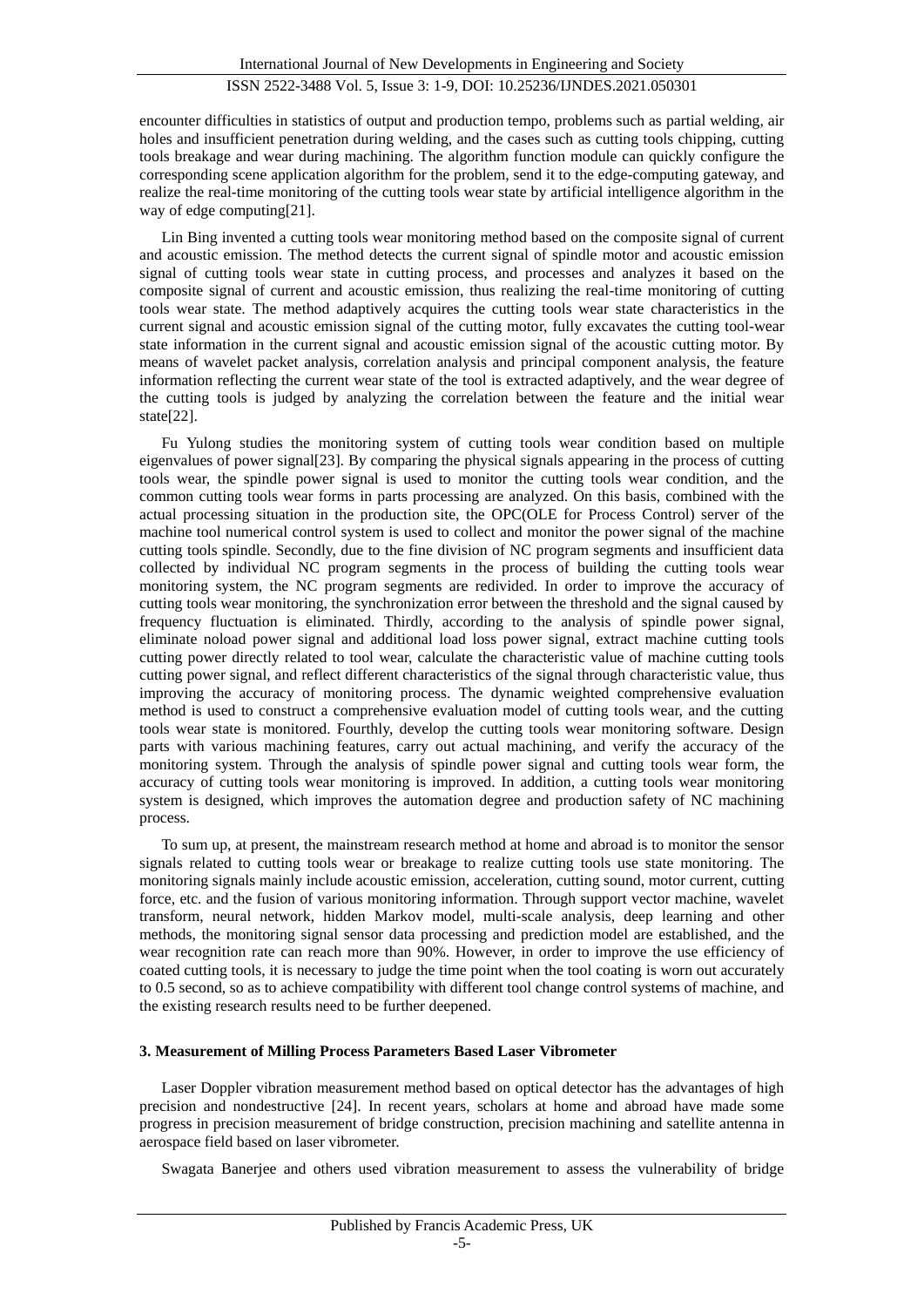encounter difficulties in statistics of output and production tempo, problems such as partial welding, air holes and insufficient penetration during welding, and the cases such as cutting tools chipping, cutting tools breakage and wear during machining. The algorithm function module can quickly configure the corresponding scene application algorithm for the problem, send it to the edge-computing gateway, and realize the real-time monitoring of the cutting tools wear state by artificial intelligence algorithm in the way of edge computing[21].

Lin Bing invented a cutting tools wear monitoring method based on the composite signal of current and acoustic emission. The method detects the current signal of spindle motor and acoustic emission signal of cutting tools wear state in cutting process, and processes and analyzes it based on the composite signal of current and acoustic emission, thus realizing the real-time monitoring of cutting tools wear state. The method adaptively acquires the cutting tools wear state characteristics in the current signal and acoustic emission signal of the cutting motor, fully excavates the cutting tool-wear state information in the current signal and acoustic emission signal of the acoustic cutting motor. By means of wavelet packet analysis, correlation analysis and principal component analysis, the feature information reflecting the current wear state of the tool is extracted adaptively, and the wear degree of the cutting tools is judged by analyzing the correlation between the feature and the initial wear state[22].

Fu Yulong studies the monitoring system of cutting tools wear condition based on multiple eigenvalues of power signal[23]. By comparing the physical signals appearing in the process of cutting tools wear, the spindle power signal is used to monitor the cutting tools wear condition, and the common cutting tools wear forms in parts processing are analyzed. On this basis, combined with the actual processing situation in the production site, the OPC(OLE for Process Control) server of the machine tool numerical control system is used to collect and monitor the power signal of the machine cutting tools spindle. Secondly, due to the fine division of NC program segments and insufficient data collected by individual NC program segments in the process of building the cutting tools wear monitoring system, the NC program segments are redivided. In order to improve the accuracy of cutting tools wear monitoring, the synchronization error between the threshold and the signal caused by frequency fluctuation is eliminated. Thirdly, according to the analysis of spindle power signal, eliminate noload power signal and additional load loss power signal, extract machine cutting tools cutting power directly related to tool wear, calculate the characteristic value of machine cutting tools cutting power signal, and reflect different characteristics of the signal through characteristic value, thus improving the accuracy of monitoring process. The dynamic weighted comprehensive evaluation method is used to construct a comprehensive evaluation model of cutting tools wear, and the cutting tools wear state is monitored. Fourthly, develop the cutting tools wear monitoring software. Design parts with various machining features, carry out actual machining, and verify the accuracy of the monitoring system. Through the analysis of spindle power signal and cutting tools wear form, the accuracy of cutting tools wear monitoring is improved. In addition, a cutting tools wear monitoring system is designed, which improves the automation degree and production safety of NC machining process.

To sum up, at present, the mainstream research method at home and abroad is to monitor the sensor signals related to cutting tools wear or breakage to realize cutting tools use state monitoring. The monitoring signals mainly include acoustic emission, acceleration, cutting sound, motor current, cutting force, etc. and the fusion of various monitoring information. Through support vector machine, wavelet transform, neural network, hidden Markov model, multi-scale analysis, deep learning and other methods, the monitoring signal sensor data processing and prediction model are established, and the wear recognition rate can reach more than 90%. However, in order to improve the use efficiency of coated cutting tools, it is necessary to judge the time point when the tool coating is worn out accurately to 0.5 second, so as to achieve compatibility with different tool change control systems of machine, and the existing research results need to be further deepened.

## 3. Measurement of Milling Process Parameters Based Laser Vibrometer

Laser Doppler vibration measurement method based on optical detector has the advantages of high precision and nondestructive [24]. In recent years, scholars at home and abroad have made some progress in precision measurement of bridge construction, precision machining and satellite antenna in aerospace field based on laser vibrometer.

Swagata Banerjee and others used vibration measurement to assess the vulnerability of bridge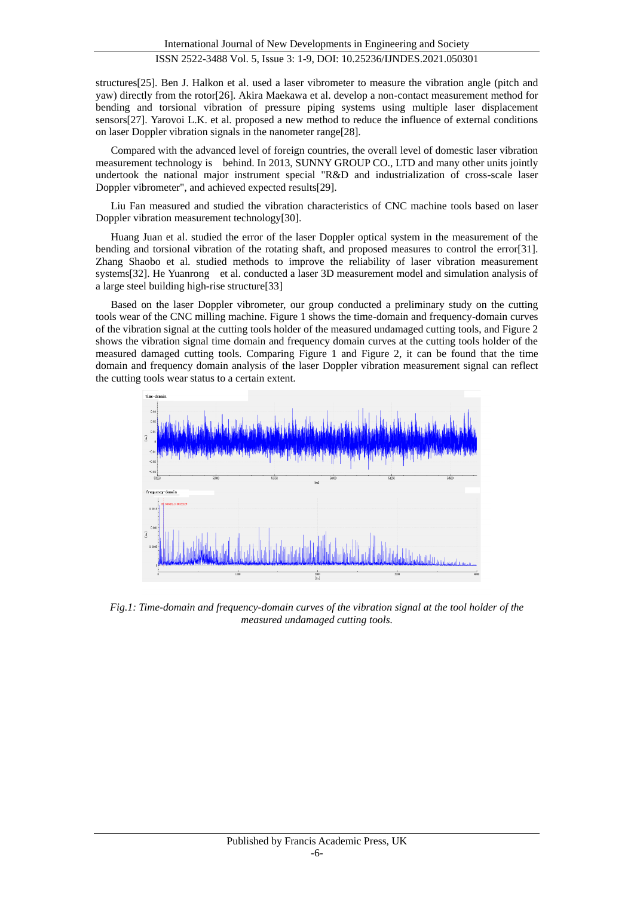structures[25]. Ben J. Halkon et al. used a laser vibrometer to measure the vibration angle (pitch and yaw) directly from the rotor[26]. Akira Maekawa et al. develop a non-contact measurement method for bending and torsional vibration of pressure piping systems using multiple laser displacement sensors[27]. Yarovoi L.K. et al. proposed a new method to reduce the influence of external conditions on laser Doppler vibration signals in the nanometer range[28].

Compared with the advanced level of foreign countries, the overall level of domestic laser vibration measurement technology is behind. In 2013, SUNNY GROUP CO., LTD and many other units jointly undertook the national major instrument special "R&D and industrialization of cross-scale laser Doppler vibrometer", and achieved expected results[29].

Liu Fan measured and studied the vibration characteristics of CNC machine tools based on laser Doppler vibration measurement technology[30].

Huang Juan et al. studied the error of the laser Doppler optical system in the measurement of the bending and torsional vibration of the rotating shaft, and proposed measures to control the error[31]. Zhang Shaobo et al. studied methods to improve the reliability of laser vibration measurement systems[32]. He Yuanrong et al. conducted a laser 3D measurement model and simulation analysis of a large steel building high-rise structure[33]

Based on the laser Doppler vibrometer, our group conducted a preliminary study on the cutting tools wear of the CNC milling machine. Figure 1 shows the time-domain and frequency-domain curves of the vibration signal at the cutting tools holder of the measured undamaged cutting tools, and Figure 2 shows the vibration signal time domain and frequency domain curves at the cutting tools holder of the measured damaged cutting tools. Comparing Figure 1 and Figure 2, it can be found that the time domain and frequency domain analysis of the laser Doppler vibration measurement signal can reflect the cutting tools wear status to a certain extent.

time-domain

frequency-domain

*Fig.1: Time-domain and frequency-domain curves of the vibration signal at the tool holder of the measured undamaged cutting tools.*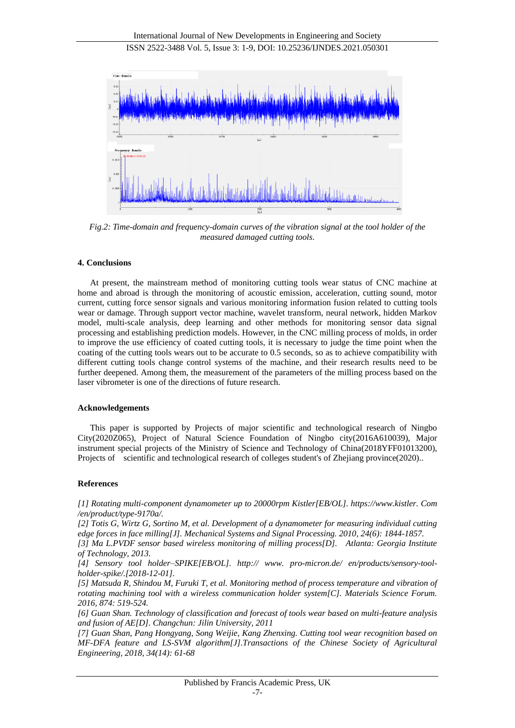time-domain

frequency domain

Fig.2: Time-domain and frequency-domain curves of the vibration signal at the tool holder of the measured damaged cutting tools.

#### 4. Conclusions

At present, the mainstream method of monitoring cutting tools wear status of CNC machine at home and abroad is through the monitoring of acoustic emission, acceleration, cutting sound, motor current, cutting force sensor signals and various monitoring information fusion related to cutting tools wear or damage. Through support vector machine, wavelet transform, neural network, hidden Markov model, multi-scale analysis, deep learning and other methods for monitoring sensor data signal processing and establishing prediction models. However, in the CNC milling process of molds, in order to improve the use efficiency of coated cutting tools, it is necessary to judge the time point when the coating of the cutting tools wears out to be accurate to 0.5 seconds, so as to achieve compatibility with different cutting tools change control systems of the machine, and their research results need to be further deepened. Among them, the measurement of the parameters of the milling process based on the laser vibrometer is one of the directions of future research.

#### Acknowledgements

This paper is supported by Projects of major scientific and technological research of Ningbo City(2020Z065), Project of Natural Science Foundation of Ningbo city(2016A610039), Major instrument special projects of the Ministry of Science and Technology of China(2018YFF01013200), Projects of scientific and technological research of colleges student's of Zhejiang province(2020)..

#### References

*[1] Rotating multi-component dynamometer up to 20000rpm Kistler[EB/OL]. https://www.kistler. Com /en/product/type-9170a/.*

*[2] Totis G, Wirtz G, Sortino M, et al. Development of a dynamometer for measuring individual cutting edge forces in face milling[J]. Mechanical Systems and Signal Processing. 2010, 24(6): 1844-1857.*

*[3] Ma L.PVDF sensor based wireless monitoring of milling process[D]. Atlanta: Georgia Institute of Technology, 2013.*

*[4] Sensory tool holder–SPIKE[EB/OL]. http:// www. pro-micron.de/ en/products/sensory-tool-holder-spike/.[2018-12-01].*

*[5] Matsuda R, Shindou M, Furuki T, et al. Monitoring method of process temperature and vibration of rotating machining tool with a wireless communication holder system[C]. Materials Science Forum. 2016, 874: 519-524.*

*[6] Guan Shan. Technology of classification and forecast of tools wear based on multi-feature analysis and fusion of AE[D]. Changchun: Jilin University, 2011*

*[7] Guan Shan, Pang Hongyang, Song Weijie, Kang Zhenxing. Cutting tool wear recognition based on MF-DFA feature and LS-SVM algorithm[J].Transactions of the Chinese Society of Agricultural Engineering, 2018, 34(14): 61-68*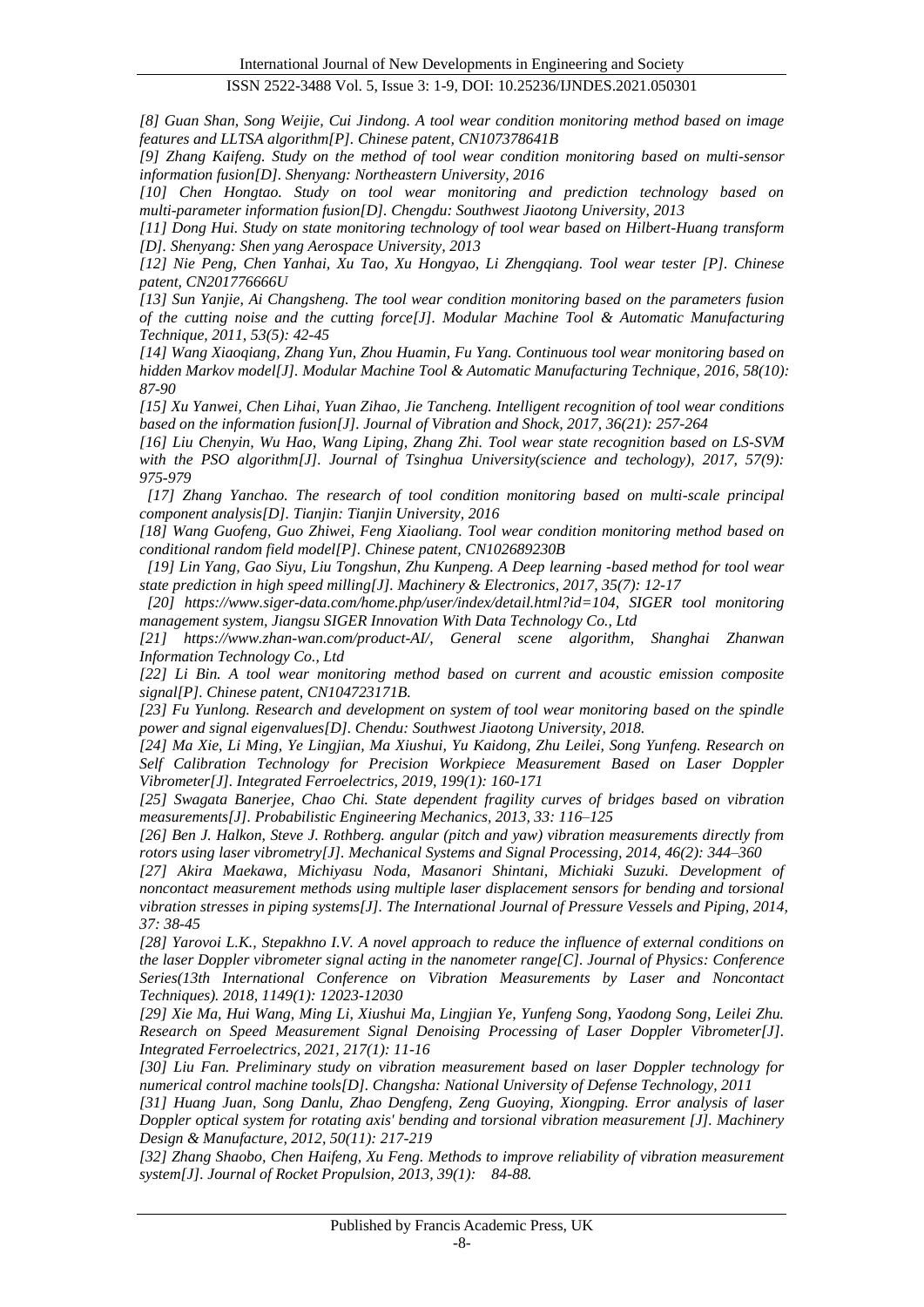*[8] Guan Shan, Song Weijie, Cui Jindong. A tool wear condition monitoring method based on image features and LLTSA algorithm[P]. Chinese patent, CN107378641B*

*[9] Zhang Kaifeng. Study on the method of tool wear condition monitoring based on multi-sensor information fusion[D]. Shenyang: Northeastern University, 2016*

*[10] Chen Hongtao. Study on tool wear monitoring and prediction technology based on multi-parameter information fusion[D]. Chengdu: Southwest Jiaotong University, 2013*

*[11] Dong Hui. Study on state monitoring technology of tool wear based on Hilbert-Huang transform [D]. Shenyang: Shen yang Aerospace University, 2013*

*[12] Nie Peng, Chen Yanhai, Xu Tao, Xu Hongyao, Li Zhengqiang. Tool wear tester [P]. Chinese patent, CN201776666U*

*[13] Sun Yanjie, Ai Changsheng. The tool wear condition monitoring based on the parameters fusion of the cutting noise and the cutting force[J]. Modular Machine Tool & Automatic Manufacturing Technique, 2011, 53(5): 42-45*

*[14] Wang Xiaoqiang, Zhang Yun, Zhou Huamin, Fu Yang. Continuous tool wear monitoring based on hidden Markov model[J]. Modular Machine Tool & Automatic Manufacturing Technique, 2016, 58(10): 87-90*

*[15] Xu Yanwei, Chen Lihai, Yuan Zihao, Jie Tancheng. Intelligent recognition of tool wear conditions based on the information fusion[J]. Journal of Vibration and Shock, 2017, 36(21): 257-264*

*[16] Liu Chenyin, Wu Hao, Wang Liping, Zhang Zhi. Tool wear state recognition based on LS-SVM with the PSO algorithm[J]. Journal of Tsinghua University(science and techology), 2017, 57(9): 975-979*

*[17] Zhang Yanchao. The research of tool condition monitoring based on multi-scale principal component analysis[D]. Tianjin: Tianjin University, 2016*

*[18] Wang Guofeng, Guo Zhiwei, Feng Xiaoliang. Tool wear condition monitoring method based on conditional random field model[P]. Chinese patent, CN102689230B*

*[19] Lin Yang, Gao Siyu, Liu Tongshun, Zhu Kunpeng. A Deep learning -based method for tool wear state prediction in high speed milling[J]. Machinery & Electronics, 2017, 35(7): 12-17*

*[20] https://www.siger-data.com/home.php/user/index/detail.html?id=104, SIGER tool monitoring management system, Jiangsu SIGER Innovation With Data Technology Co., Ltd*

*[21] https://www.zhan-wan.com/product-AI/, General scene algorithm, Shanghai Zhanwan Information Technology Co., Ltd*

*[22] Li Bin. A tool wear monitoring method based on current and acoustic emission composite signal[P]. Chinese patent, CN104723171B.*

*[23] Fu Yunlong. Research and development on system of tool wear monitoring based on the spindle power and signal eigenvalues[D]. Chendu: Southwest Jiaotong University, 2018.*

*[24] Ma Xie, Li Ming, Ye Lingjian, Ma Xiushui, Yu Kaidong, Zhu Leilei, Song Yunfeng. Research on Self Calibration Technology for Precision Workpiece Measurement Based on Laser Doppler Vibrometer[J]. Integrated Ferroelectrics, 2019, 199(1): 160-171*

*[25] Swagata Banerjee, Chao Chi. State dependent fragility curves of bridges based on vibration measurements[J]. Probabilistic Engineering Mechanics, 2013, 33: 116–125*

*[26] Ben J. Halkon, Steve J. Rothberg. angular (pitch and yaw) vibration measurements directly from rotors using laser vibrometry[J]. Mechanical Systems and Signal Processing, 2014, 46(2): 344–360*

*[27] Akira Maekawa, Michiyasu Noda, Masanori Shintani, Michiaki Suzuki. Development of noncontact measurement methods using multiple laser displacement sensors for bending and torsional vibration stresses in piping systems[J]. The International Journal of Pressure Vessels and Piping, 2014, 37: 38-45*

*[28] Yarovoi L.K., Stepakhno I.V. A novel approach to reduce the influence of external conditions on the laser Doppler vibrometer signal acting in the nanometer range[C]. Journal of Physics: Conference Series(13th International Conference on Vibration Measurements by Laser and Noncontact Techniques). 2018, 1149(1): 12023-12030*

*[29] Xie Ma, Hui Wang, Ming Li, Xiushui Ma, Lingjian Ye, Yunfeng Song, Yaodong Song, Leilei Zhu. Research on Speed Measurement Signal Denoising Processing of Laser Doppler Vibrometer[J]. Integrated Ferroelectrics, 2021, 217(1): 11-16*

*[30] Liu Fan. Preliminary study on vibration measurement based on laser Doppler technology for numerical control machine tools[D]. Changsha: National University of Defense Technology, 2011*

*[31] Huang Juan, Song Danlu, Zhao Dengfeng, Zeng Guoying, Xiongping. Error analysis of laser Doppler optical system for rotating axis' bending and torsional vibration measurement [J]. Machinery Design & Manufacture, 2012, 50(11): 217-219*

*[32] Zhang Shaobo, Chen Haifeng, Xu Feng. Methods to improve reliability of vibration measurement system[J]. Journal of Rocket Propulsion, 2013, 39(1): 84-88.*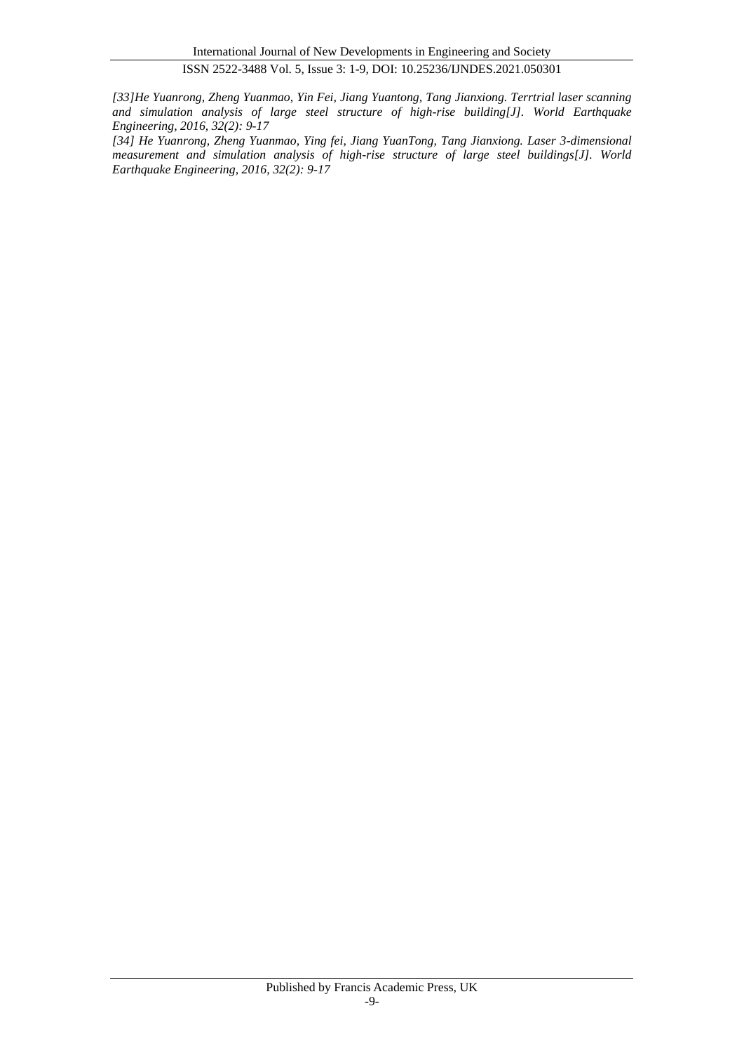*[33]He Yuanrong, Zheng Yuanmao, Yin Fei, Jiang Yuantong, Tang Jianxiong. Terrtrial laser scanning and simulation analysis of large steel structure of high-rise building[J]. World Earthquake Engineering, 2016, 32(2): 9-17*

*[34] He Yuanrong, Zheng Yuanmao, Ying fei, Jiang YuanTong, Tang Jianxiong. Laser 3-dimensional measurement and simulation analysis of high-rise structure of large steel buildings[J]. World Earthquake Engineering, 2016, 32(2): 9-17*